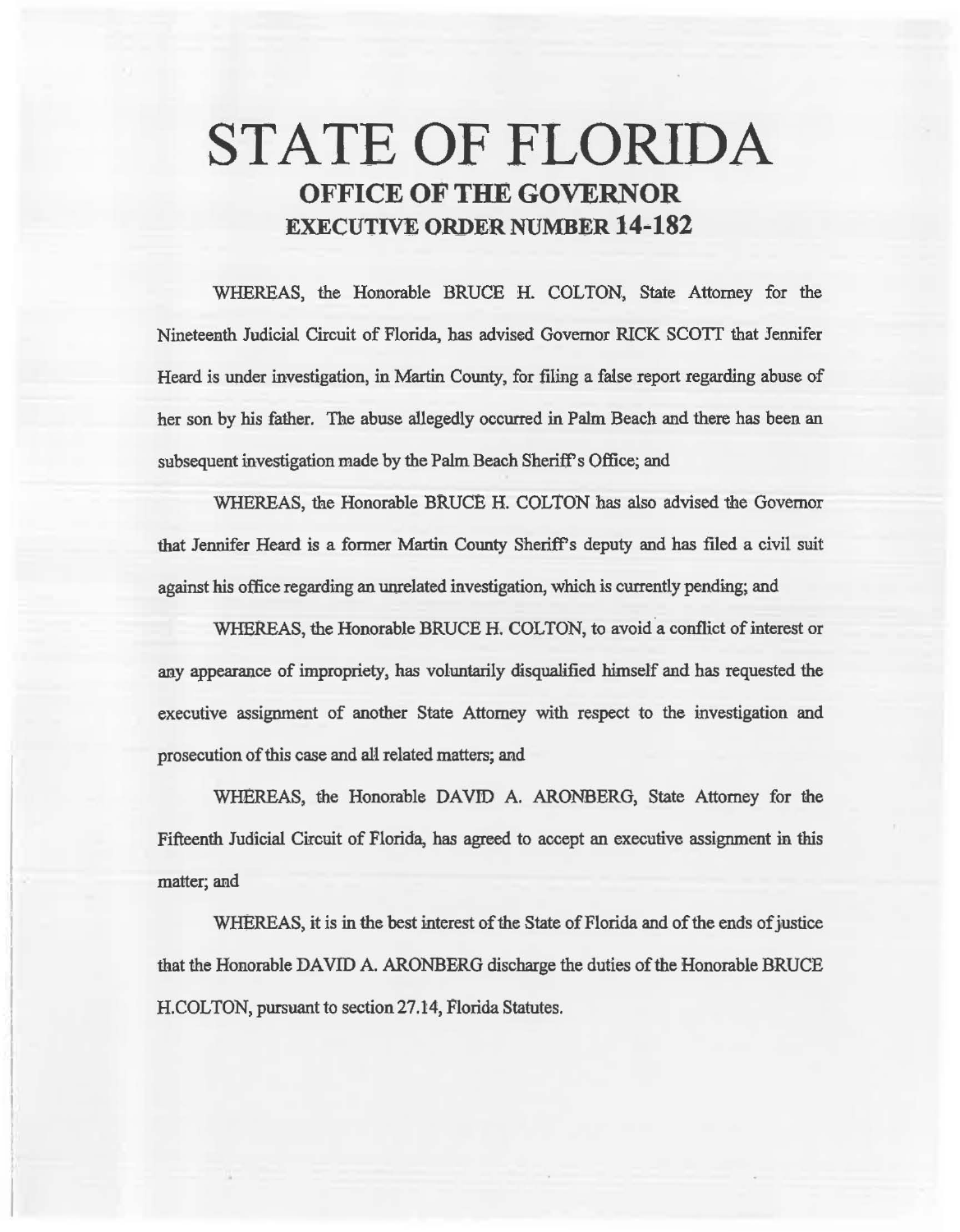# STATE OF FLORIDA

## OFFICE OF THE GOVERNOR
## EXECUTIVE ORDER NUMBER 14-182

WHEREAS, the Honorable BRUCE H. COLTON, State Attorney for the Nineteenth Judicial Circuit of Florida, has advised Governor RICK SCOTT that Jennifer Heard is under investigation, in Martin County, for filing a false report regarding abuse of her son by his father. The abuse allegedly occurred in Palm Beach and there has been an subsequent investigation made by the Palm Beach Sheriff's Office; and

WHEREAS, the Honorable BRUCE H. COLTON has also advised the Governor that Jennifer Heard is a former Martin County Sheriff's deputy and has filed a civil suit against his office regarding an unrelated investigation, which is currently pending; and

WHEREAS, the Honorable BRUCE H. COLTON, to avoid a conflict of interest or any appearance of impropriety, has voluntarily disqualified himself and has requested the executive assignment of another State Attorney with respect to the investigation and prosecution of this case and all related matters; and

WHEREAS, the Honorable DAVID A. ARONBERG, State Attorney for the Fifteenth Judicial Circuit of Florida, has agreed to accept an executive assignment in this matter; and

WHEREAS, it is in the best interest of the State of Florida and of the ends of justice that the Honorable DAVID A. ARONBERG discharge the duties of the Honorable BRUCE H.COLTON, pursuant to section 27.14, Florida Statutes.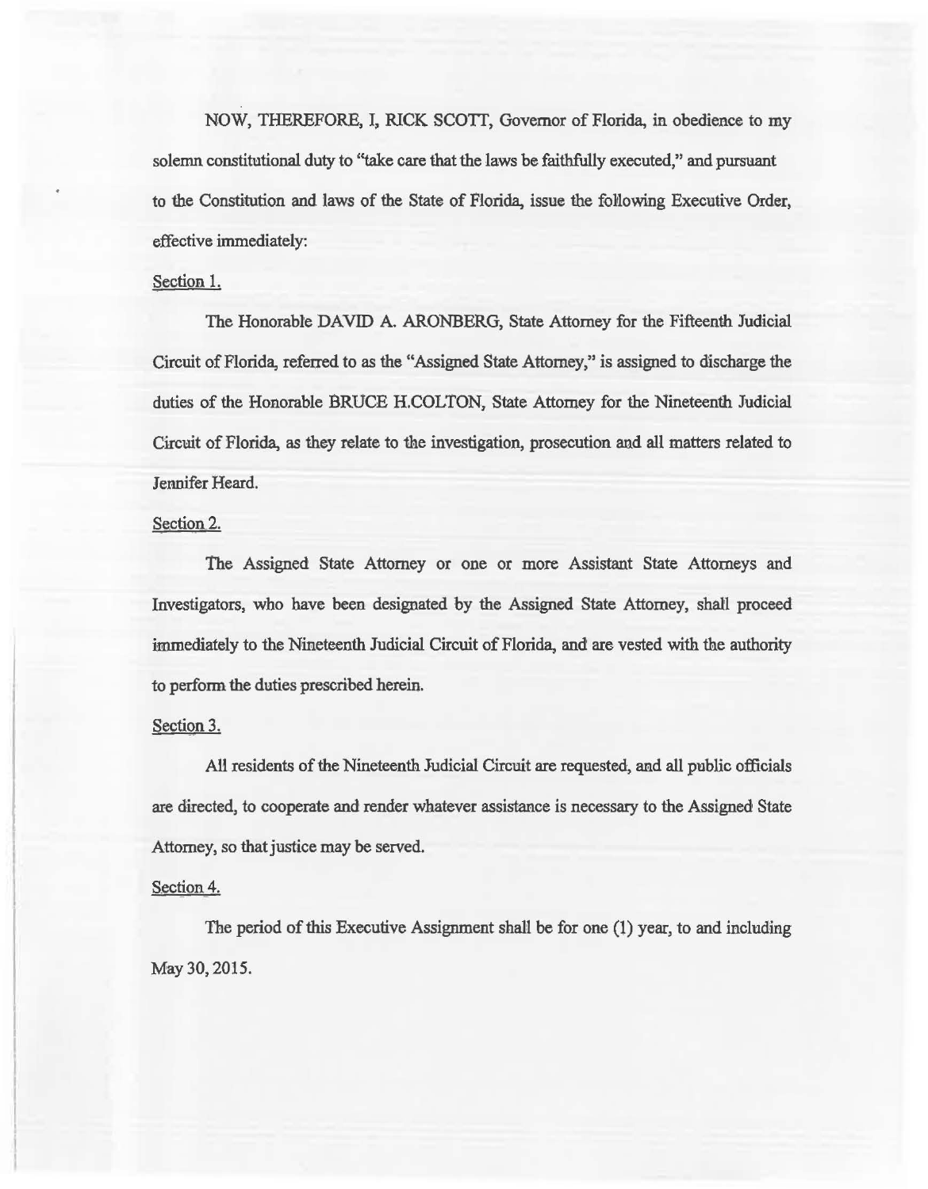NOW, THEREFORE, I, RICK SCOTT, Governor of Florida, in obedience to my solemn constitutional duty to "take care that the laws be faithfully executed," and pursuant to the Constitution and laws of the State of Florida, issue the following Executive Order, effective immediately:

Section 1.

The Honorable DAVID A. ARONBERG, State Attorney for the Fifteenth Judicial Circuit of Florida, referred to as the "Assigned State Attorney," is assigned to discharge the duties of the Honorable BRUCE H.COLTON, State Attorney for the Nineteenth Judicial Circuit of Florida, as they relate to the investigation, prosecution and all matters related to Jennifer Heard.

Section 2.

The Assigned State Attorney or one or more Assistant State Attorneys and Investigators, who have been designated by the Assigned State Attorney, shall proceed immediately to the Nineteenth Judicial Circuit of Florida, and are vested with the authority to perform the duties prescribed herein.

Section 3.

All residents of the Nineteenth Judicial Circuit are requested, and all public officials are directed, to cooperate and render whatever assistance is necessary to the Assigned State Attorney, so that justice may be served.

Section 4.

The period of this Executive Assignment shall be for one (1) year, to and including May 30, 2015.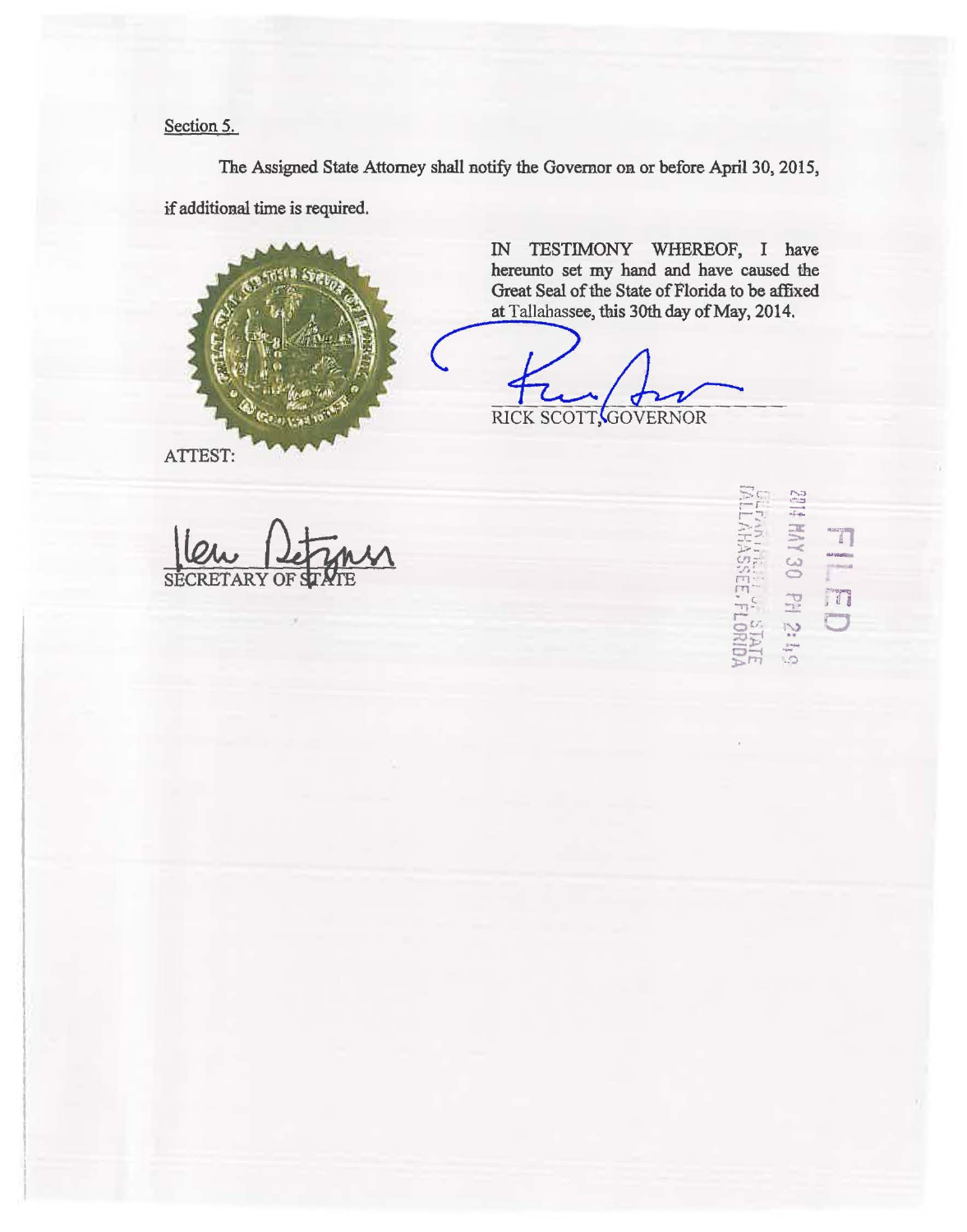Section 5.

The Assigned State Attorney shall notify the Governor on or before April 30, 2015, if additional time is required.

IN TESTIMONY WHEREOF, I have hereunto set my hand and have caused the Great Seal of the State of Florida to be affixed at Tallahassee, this 30th day of May, 2014.

RICK SCOTT, GOVERNOR

ATTEST:

SECRETARY OF STATE

FILED

2014 MAY 30 PM 2:49

DEPARTMENT OF STATE
TALLAHASSEE, FLORIDA